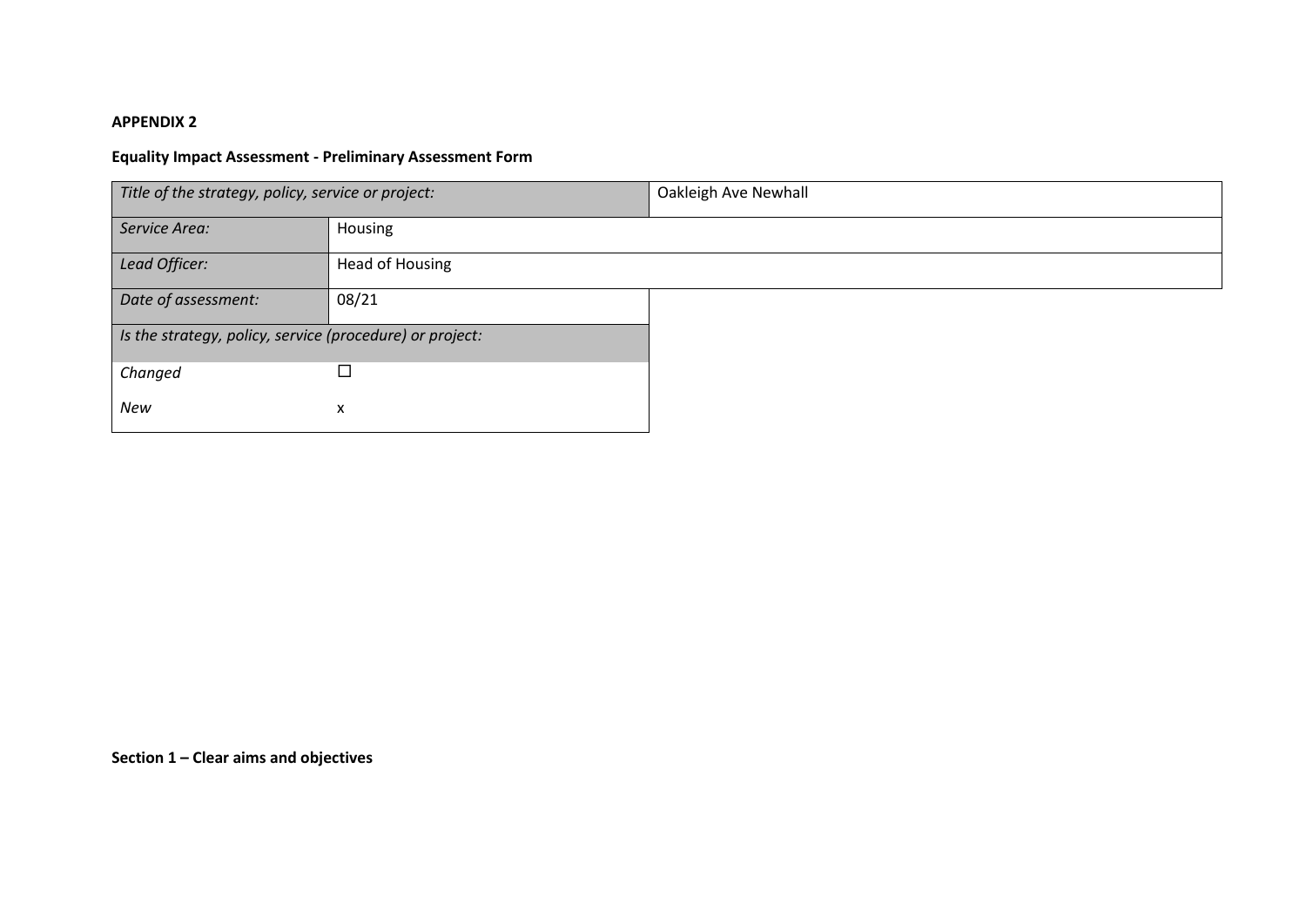**APPENDIX 2**

**Equality Impact Assessment - Preliminary Assessment Form**

| *Title of the strategy, policy, service or project:* | | Oakleigh Ave Newhall |
|---|---|---|
| *Service Area:* | Housing | |
| *Lead Officer:* | Head of Housing | |
| *Date of assessment:* | 08/21 | |
| *Is the strategy, policy, service (procedure) or project:* | | |
| *Changed* | ☐ | |
| *New* | x | |

**Section 1 – Clear aims and objectives**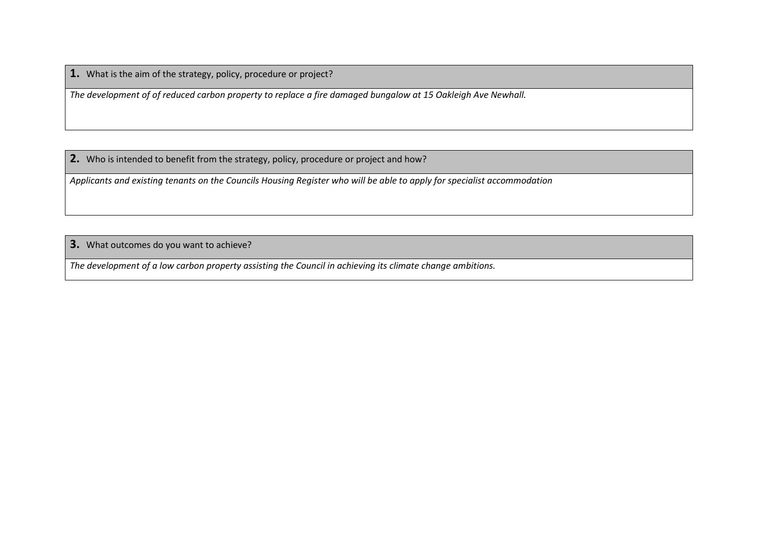**1.** What is the aim of the strategy, policy, procedure or project?

*The development of of reduced carbon property to replace a fire damaged bungalow at 15 Oakleigh Ave Newhall.*

**2.** Who is intended to benefit from the strategy, policy, procedure or project and how?

*Applicants and existing tenants on the Councils Housing Register who will be able to apply for specialist accommodation*

**3.** What outcomes do you want to achieve?

*The development of a low carbon property assisting the Council in achieving its climate change ambitions.*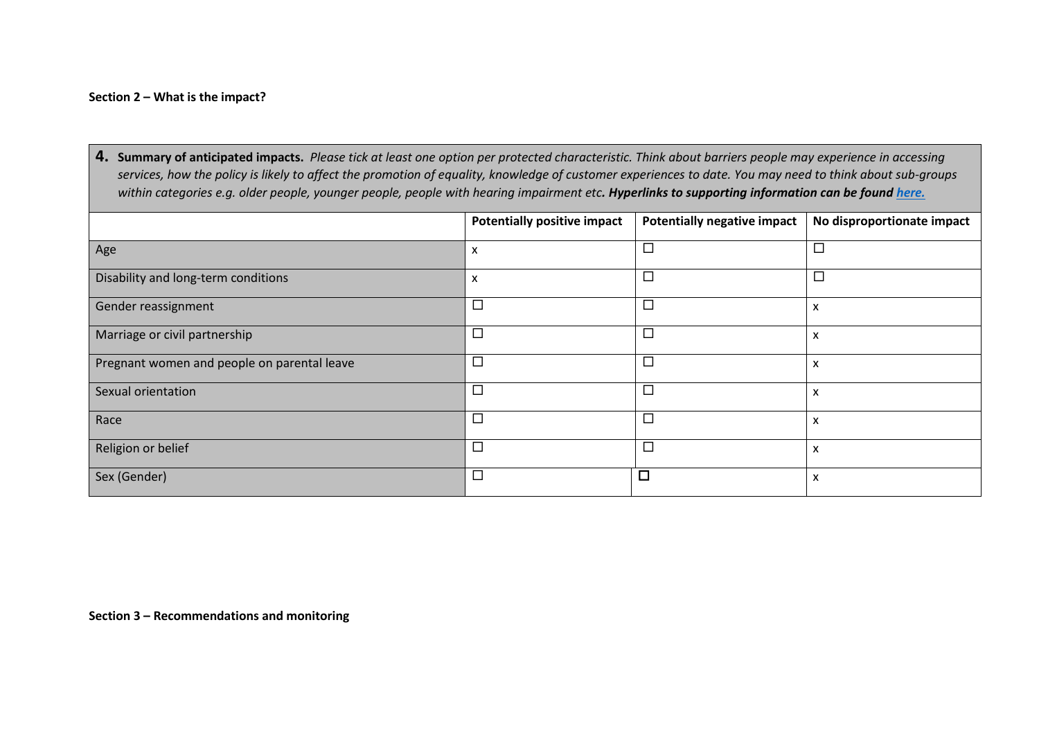**Section 2 – What is the impact?**

| **4. Summary of anticipated impacts.** *Please tick at least one option per protected characteristic. Think about barriers people may experience in accessing services, how the policy is likely to affect the promotion of equality, knowledge of customer experiences to date. You may need to think about sub-groups within categories e.g. older people, younger people, people with hearing impairment etc**. ***Hyperlinks to supporting information can be found [here.](#)*** | | | |
|---|---|---|---|
| | **Potentially positive impact** | **Potentially negative impact** | **No disproportionate impact** |
| Age | x | ☐ | ☐ |
| Disability and long-term conditions | x | ☐ | ☐ |
| Gender reassignment | ☐ | ☐ | x |
| Marriage or civil partnership | ☐ | ☐ | x |
| Pregnant women and people on parental leave | ☐ | ☐ | x |
| Sexual orientation | ☐ | ☐ | x |
| Race | ☐ | ☐ | x |
| Religion or belief | ☐ | ☐ | x |
| Sex (Gender) | ☐ | ☐ | x |

**Section 3 – Recommendations and monitoring**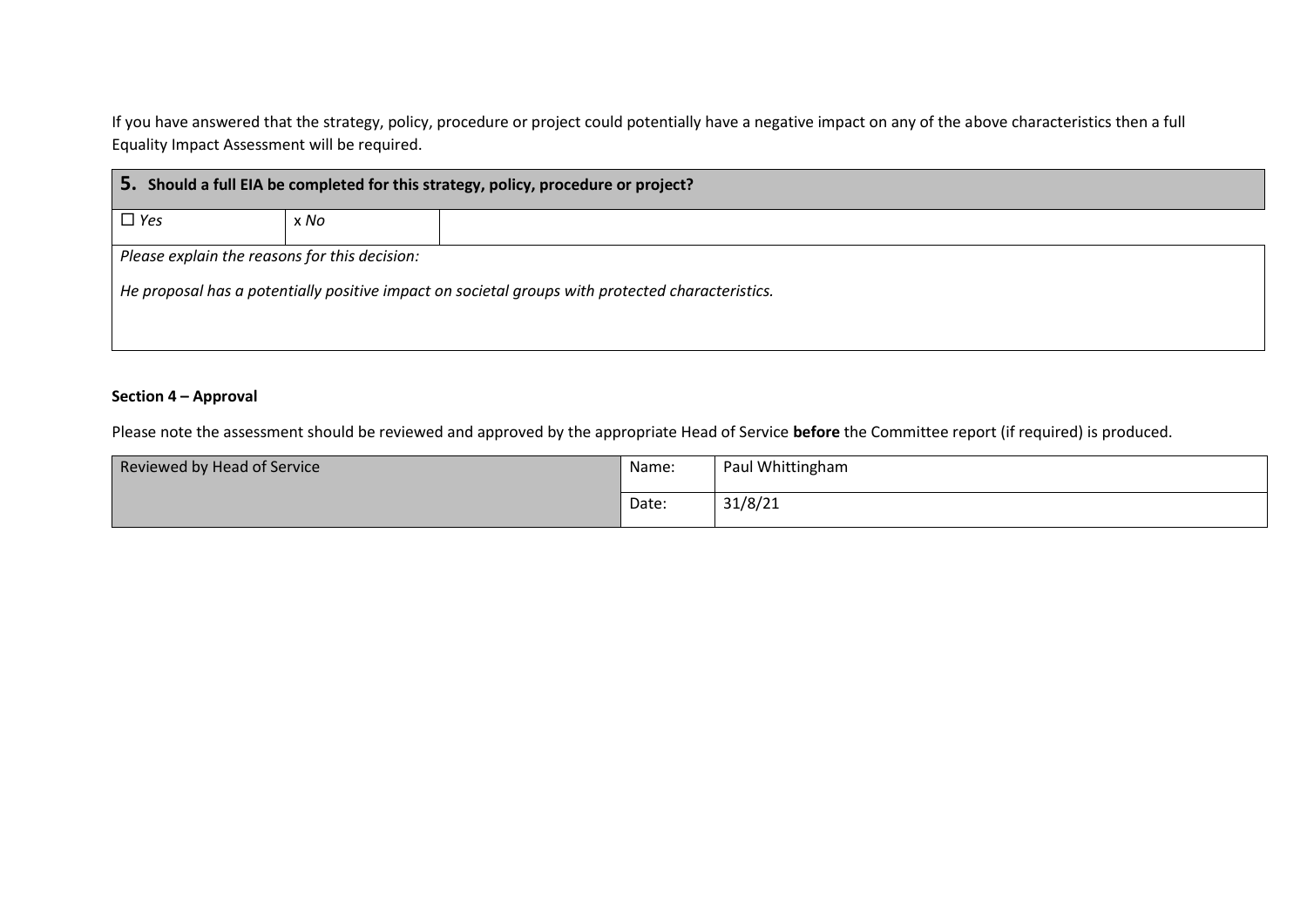If you have answered that the strategy, policy, procedure or project could potentially have a negative impact on any of the above characteristics then a full Equality Impact Assessment will be required.

| **5. Should a full EIA be completed for this strategy, policy, procedure or project?** | | |
|---|---|---|
| ☐ *Yes* | x *No* | |
| *Please explain the reasons for this decision:*<br><br>*He proposal has a potentially positive impact on societal groups with protected characteristics.* | | |

**Section 4 – Approval**

Please note the assessment should be reviewed and approved by the appropriate Head of Service **before** the Committee report (if required) is produced.

| | | |
|---|---|---|
| Reviewed by Head of Service | Name: | Paul Whittingham |
| | Date: | 31/8/21 |